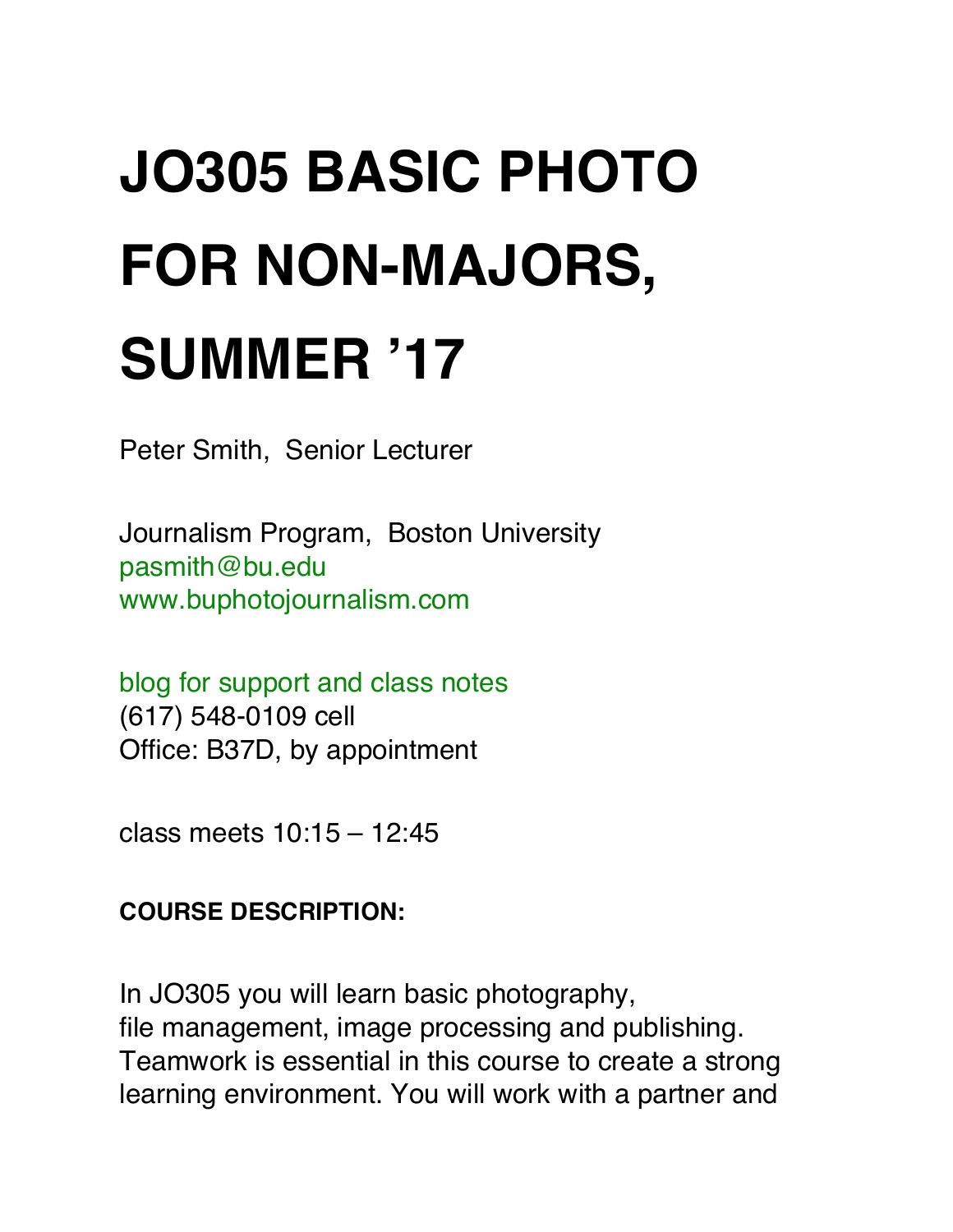# JO305 BASIC PHOTO FOR NON-MAJORS, SUMMER '17

Peter Smith, Senior Lecturer

Journalism Program, Boston University
pasmith@bu.edu
www.buphotojournalism.com

blog for support and class notes
(617) 548-0109 cell
Office: B37D, by appointment

class meets 10:15 – 12:45

**COURSE DESCRIPTION:**

In JO305 you will learn basic photography, file management, image processing and publishing. Teamwork is essential in this course to create a strong learning environment. You will work with a partner and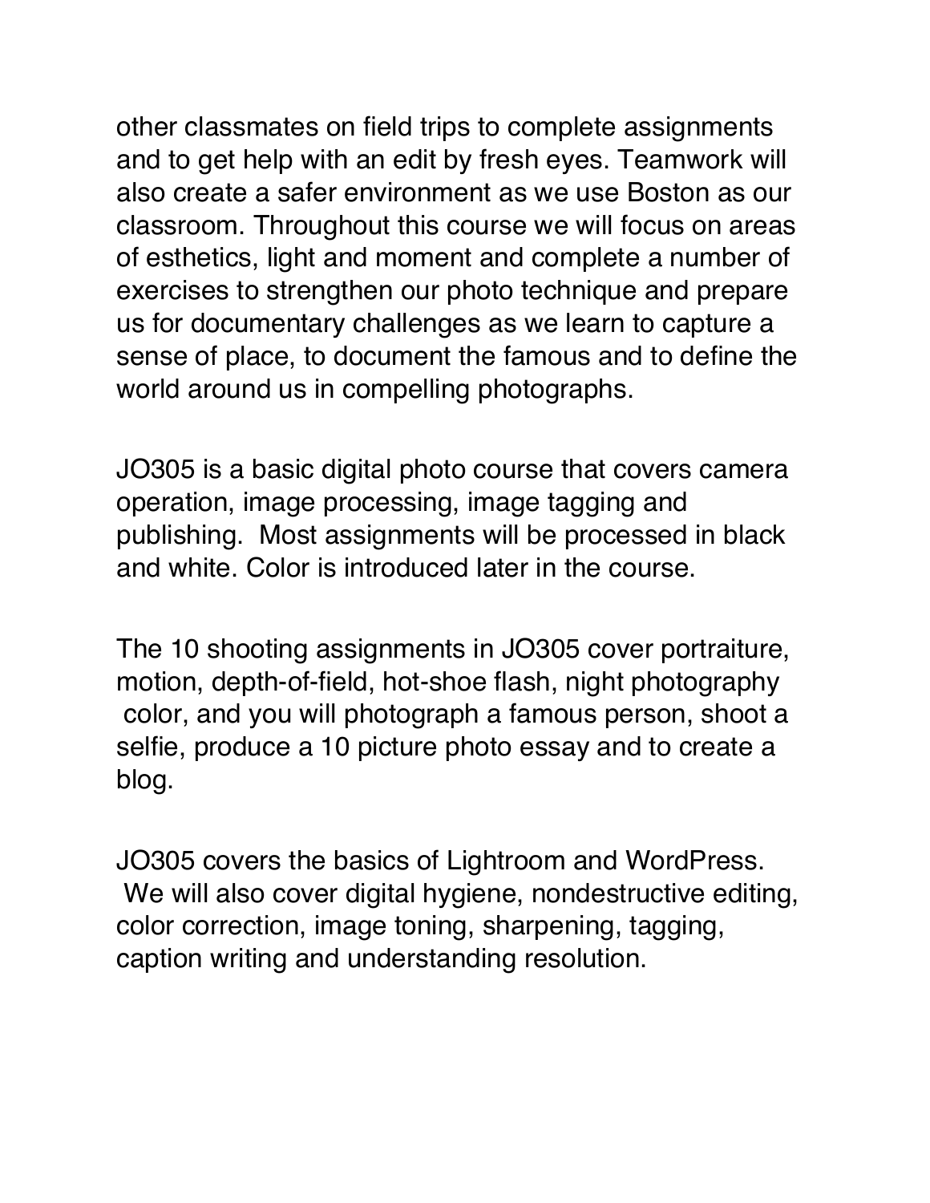other classmates on field trips to complete assignments and to get help with an edit by fresh eyes. Teamwork will also create a safer environment as we use Boston as our classroom. Throughout this course we will focus on areas of esthetics, light and moment and complete a number of exercises to strengthen our photo technique and prepare us for documentary challenges as we learn to capture a sense of place, to document the famous and to define the world around us in compelling photographs.

JO305 is a basic digital photo course that covers camera operation, image processing, image tagging and publishing.  Most assignments will be processed in black and white. Color is introduced later in the course.

The 10 shooting assignments in JO305 cover portraiture, motion, depth-of-field, hot-shoe flash, night photography color, and you will photograph a famous person, shoot a selfie, produce a 10 picture photo essay and to create a blog.

JO305 covers the basics of Lightroom and WordPress. We will also cover digital hygiene, nondestructive editing, color correction, image toning, sharpening, tagging, caption writing and understanding resolution.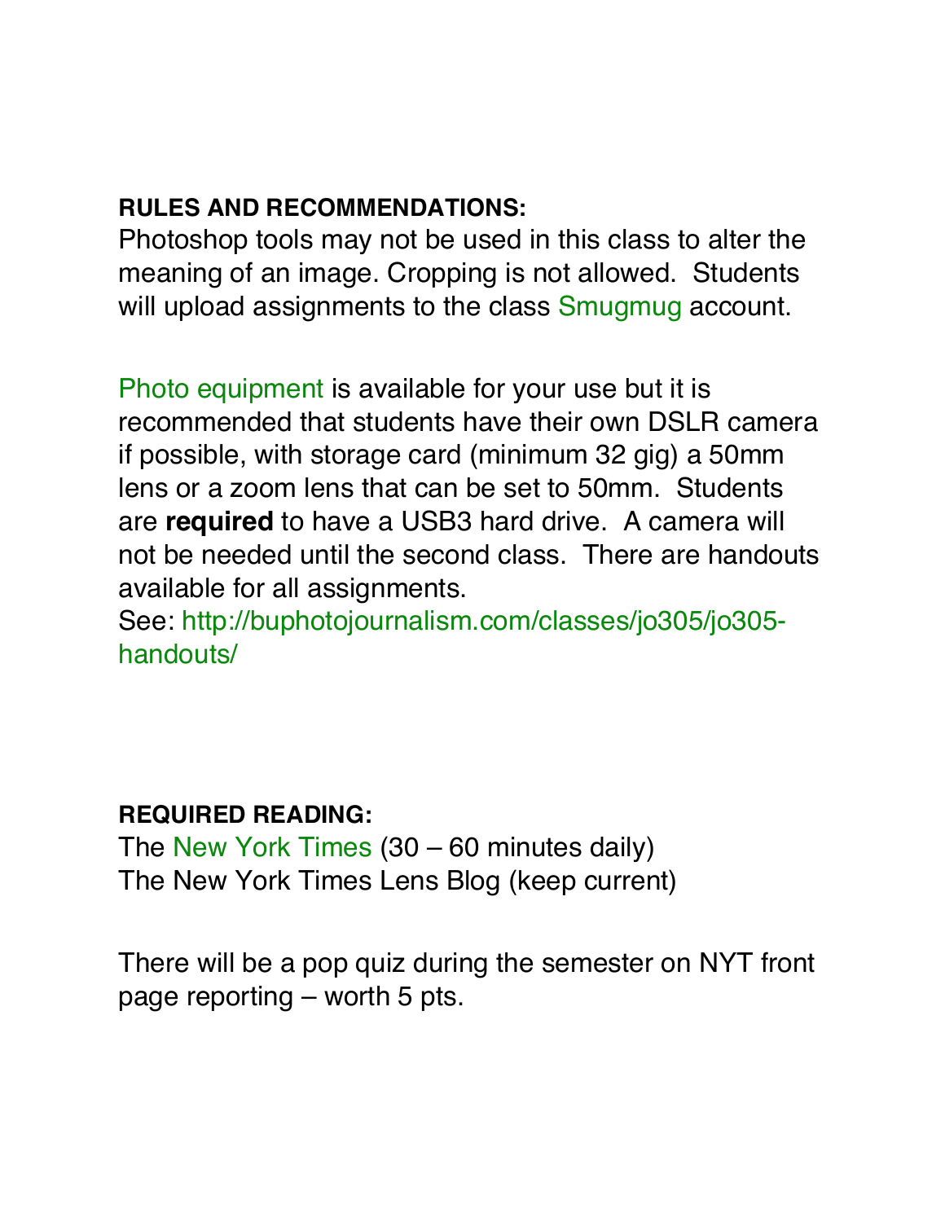**RULES AND RECOMMENDATIONS:**

Photoshop tools may not be used in this class to alter the meaning of an image. Cropping is not allowed. Students will upload assignments to the class Smugmug account.

Photo equipment is available for your use but it is recommended that students have their own DSLR camera if possible, with storage card (minimum 32 gig) a 50mm lens or a zoom lens that can be set to 50mm. Students are **required** to have a USB3 hard drive. A camera will not be needed until the second class. There are handouts available for all assignments.
See: http://buphotojournalism.com/classes/jo305/jo305-handouts/

**REQUIRED READING:**

The New York Times (30 – 60 minutes daily)
The New York Times Lens Blog (keep current)

There will be a pop quiz during the semester on NYT front page reporting – worth 5 pts.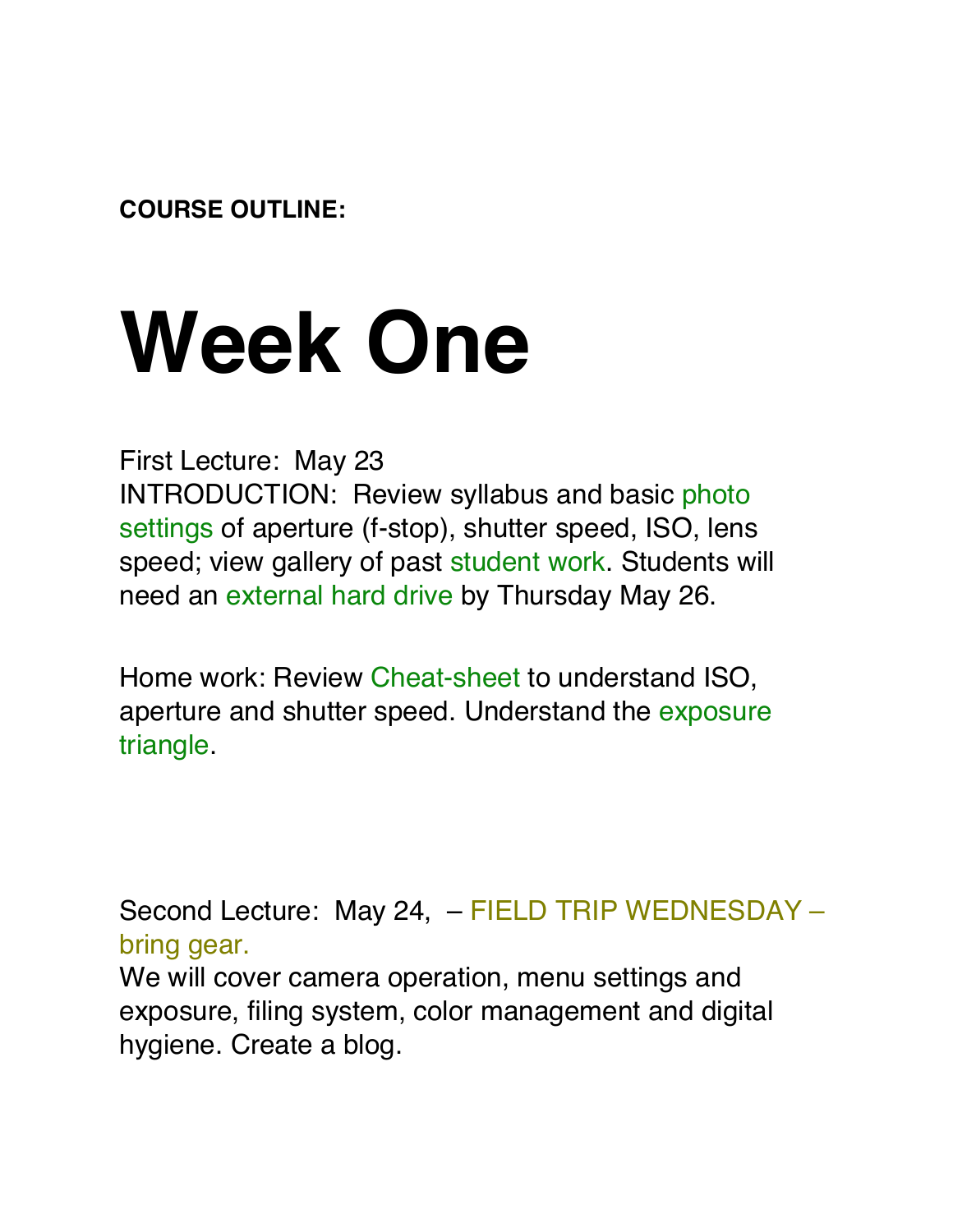**COURSE OUTLINE:**

# Week One

First Lecture: May 23
INTRODUCTION: Review syllabus and basic photo settings of aperture (f-stop), shutter speed, ISO, lens speed; view gallery of past student work. Students will need an external hard drive by Thursday May 26.

Home work: Review Cheat-sheet to understand ISO, aperture and shutter speed. Understand the exposure triangle.

Second Lecture: May 24, – FIELD TRIP WEDNESDAY – bring gear.
We will cover camera operation, menu settings and exposure, filing system, color management and digital hygiene. Create a blog.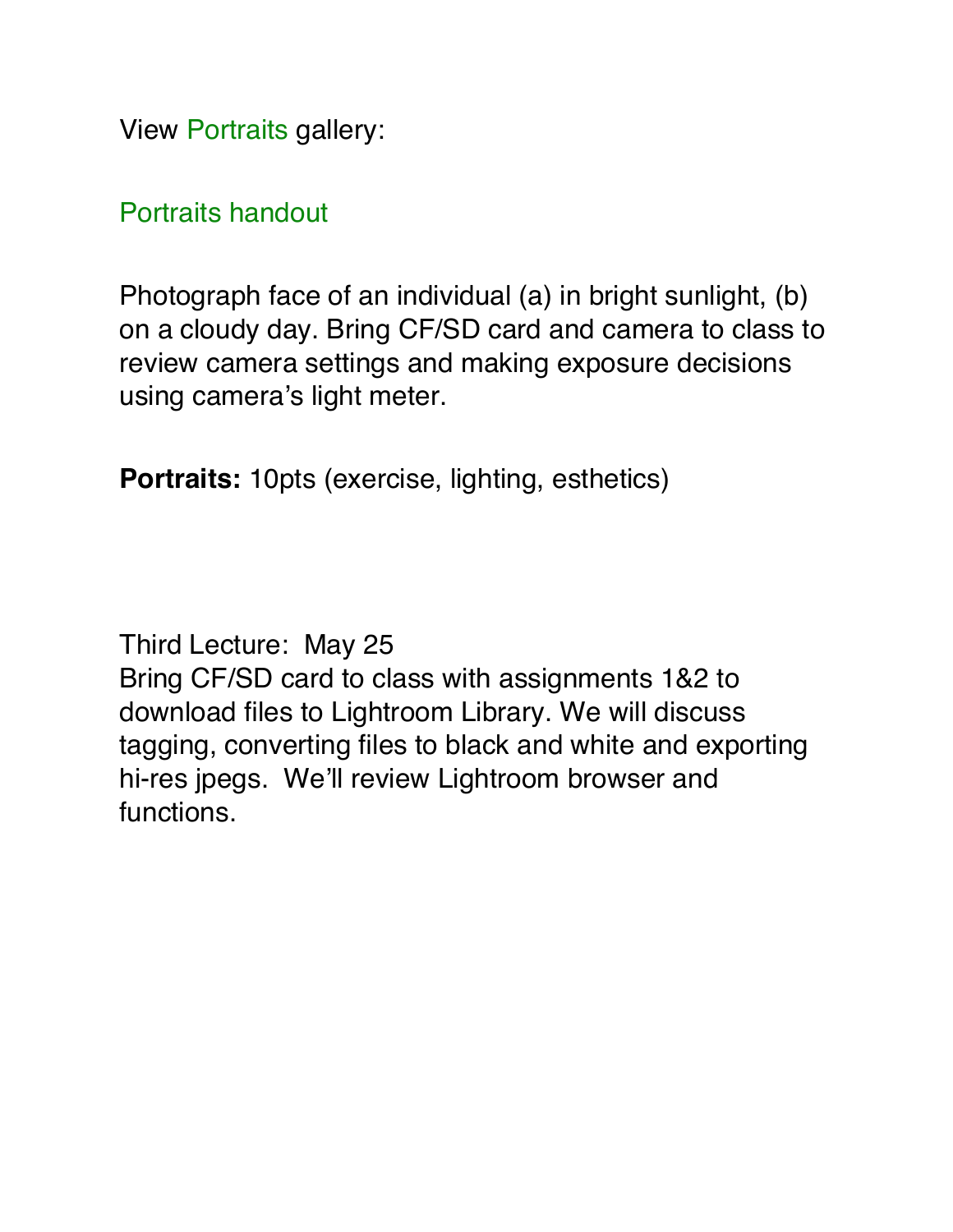View Portraits gallery:

Portraits handout

Photograph face of an individual (a) in bright sunlight, (b) on a cloudy day. Bring CF/SD card and camera to class to review camera settings and making exposure decisions using camera's light meter.

**Portraits:** 10pts (exercise, lighting, esthetics)

Third Lecture:  May 25
Bring CF/SD card to class with assignments 1&2 to download files to Lightroom Library. We will discuss tagging, converting files to black and white and exporting hi-res jpegs.  We'll review Lightroom browser and functions.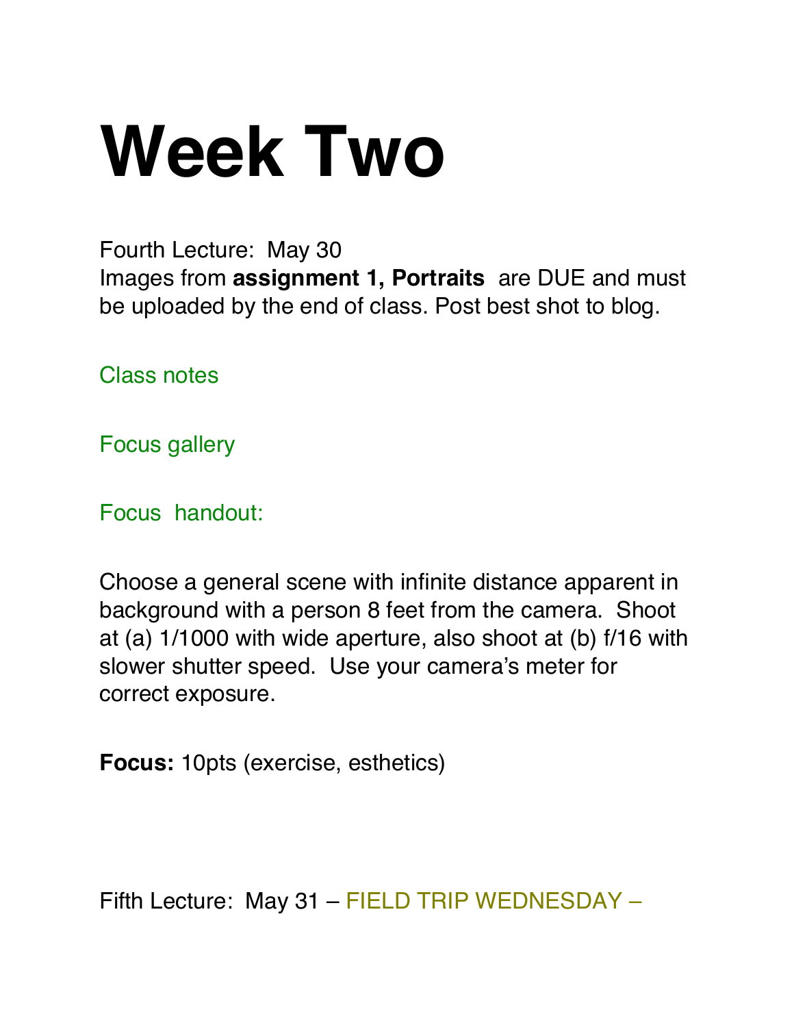# Week Two

Fourth Lecture: May 30
Images from **assignment 1, Portraits** are DUE and must be uploaded by the end of class. Post best shot to blog.

Class notes

Focus gallery

Focus handout:

Choose a general scene with infinite distance apparent in background with a person 8 feet from the camera. Shoot at (a) 1/1000 with wide aperture, also shoot at (b) f/16 with slower shutter speed. Use your camera's meter for correct exposure.

**Focus:** 10pts (exercise, esthetics)

Fifth Lecture: May 31 – FIELD TRIP WEDNESDAY –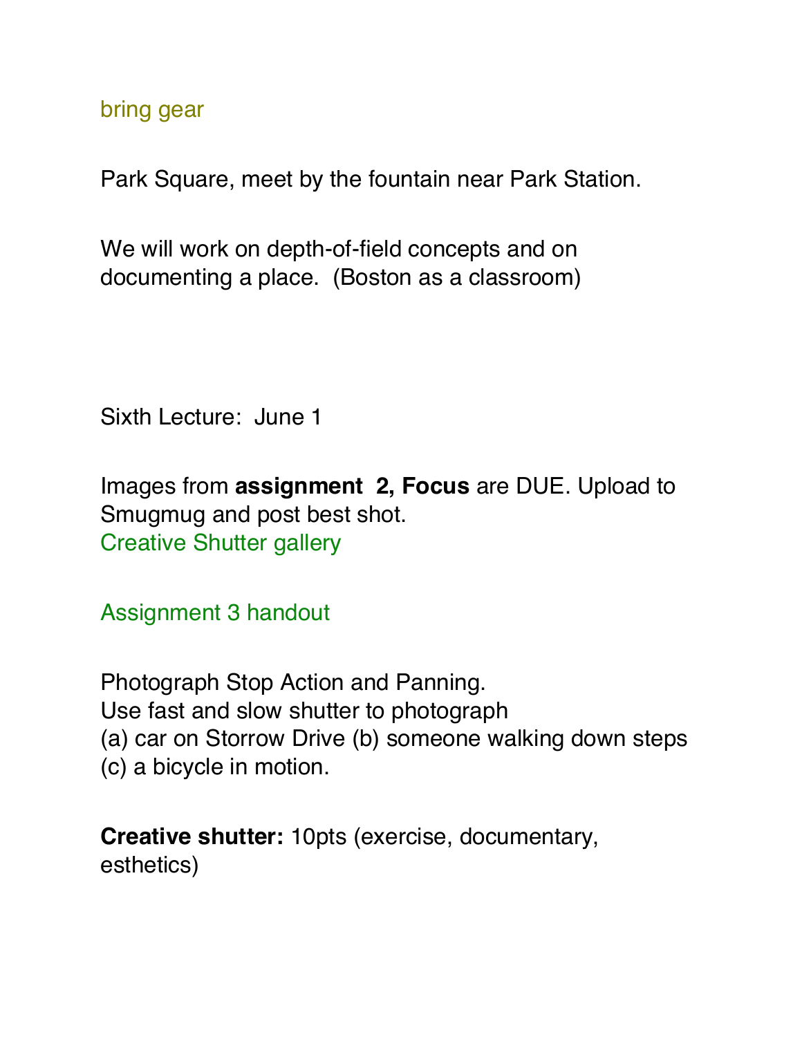bring gear

Park Square, meet by the fountain near Park Station.

We will work on depth-of-field concepts and on documenting a place. (Boston as a classroom)

Sixth Lecture: June 1

Images from **assignment 2, Focus** are DUE. Upload to Smugmug and post best shot.
Creative Shutter gallery

Assignment 3 handout

Photograph Stop Action and Panning.
Use fast and slow shutter to photograph
(a) car on Storrow Drive (b) someone walking down steps
(c) a bicycle in motion.

**Creative shutter:** 10pts (exercise, documentary, esthetics)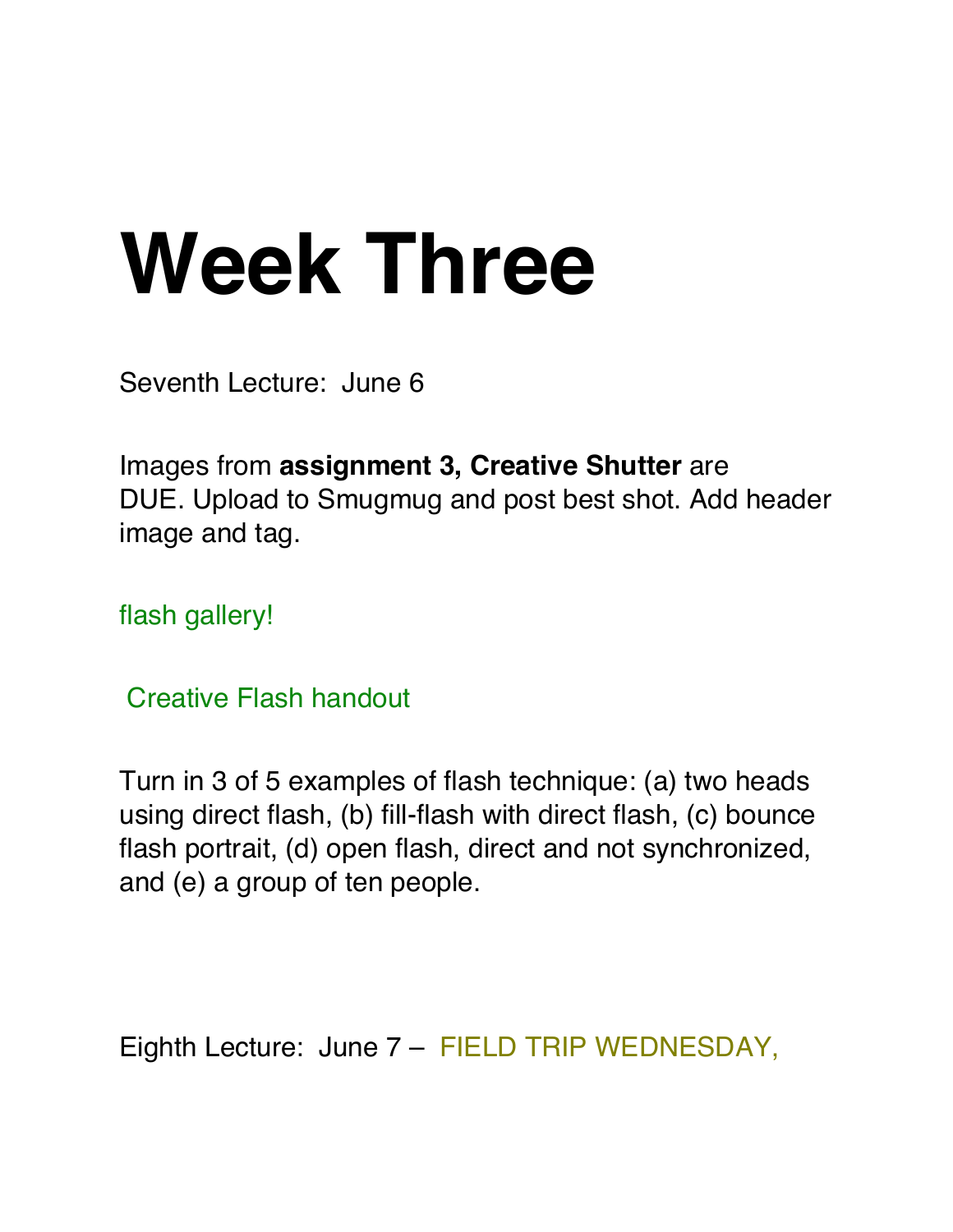# Week Three

Seventh Lecture:  June 6

Images from **assignment 3, Creative Shutter** are DUE. Upload to Smugmug and post best shot. Add header image and tag.

flash gallery!

Creative Flash handout

Turn in 3 of 5 examples of flash technique: (a) two heads using direct flash, (b) fill-flash with direct flash, (c) bounce flash portrait, (d) open flash, direct and not synchronized, and (e) a group of ten people.

Eighth Lecture:  June 7 –  FIELD TRIP WEDNESDAY,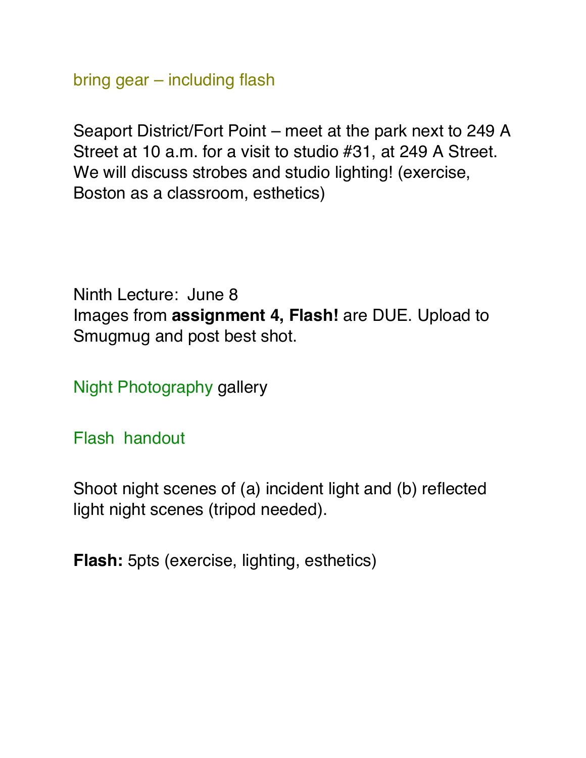bring gear – including flash

Seaport District/Fort Point – meet at the park next to 249 A Street at 10 a.m. for a visit to studio #31, at 249 A Street. We will discuss strobes and studio lighting! (exercise, Boston as a classroom, esthetics)

Ninth Lecture: June 8
Images from **assignment 4, Flash!** are DUE. Upload to Smugmug and post best shot.

Night Photography gallery

Flash handout

Shoot night scenes of (a) incident light and (b) reflected light night scenes (tripod needed).

**Flash:** 5pts (exercise, lighting, esthetics)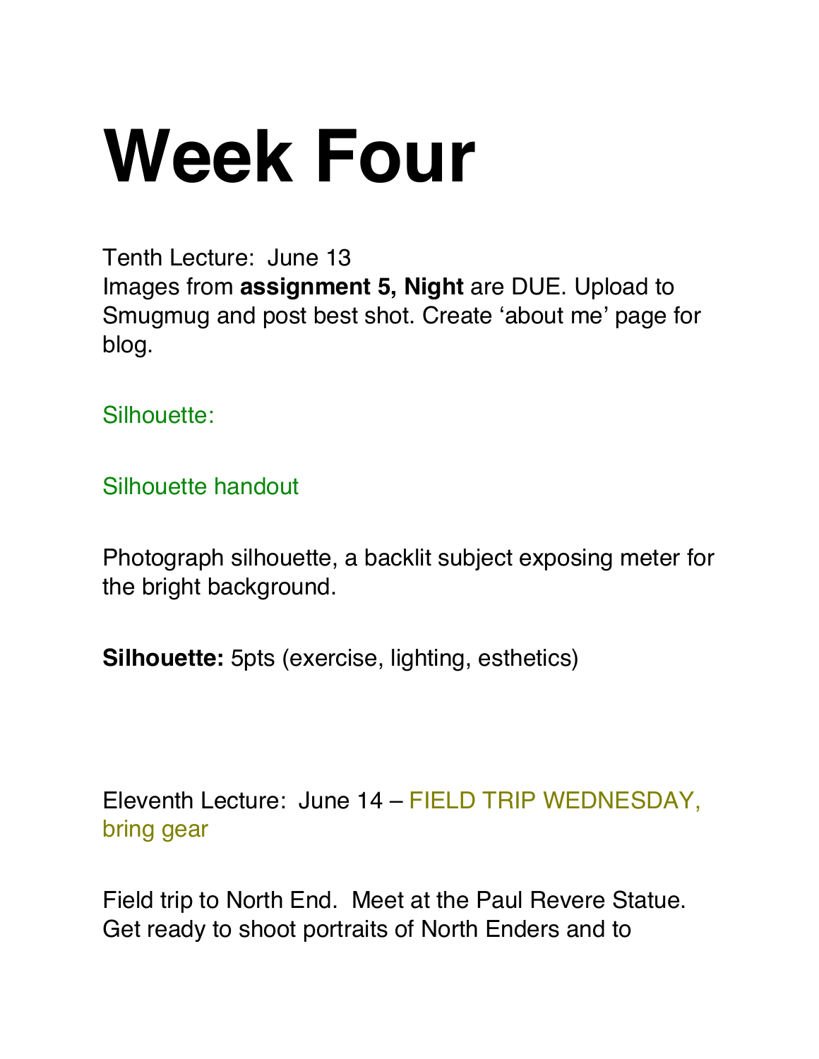# Week Four

Tenth Lecture: June 13
Images from **assignment 5, Night** are DUE. Upload to Smugmug and post best shot. Create 'about me' page for blog.

Silhouette:

Silhouette handout

Photograph silhouette, a backlit subject exposing meter for the bright background.

**Silhouette:** 5pts (exercise, lighting, esthetics)

Eleventh Lecture: June 14 – FIELD TRIP WEDNESDAY, bring gear

Field trip to North End. Meet at the Paul Revere Statue. Get ready to shoot portraits of North Enders and to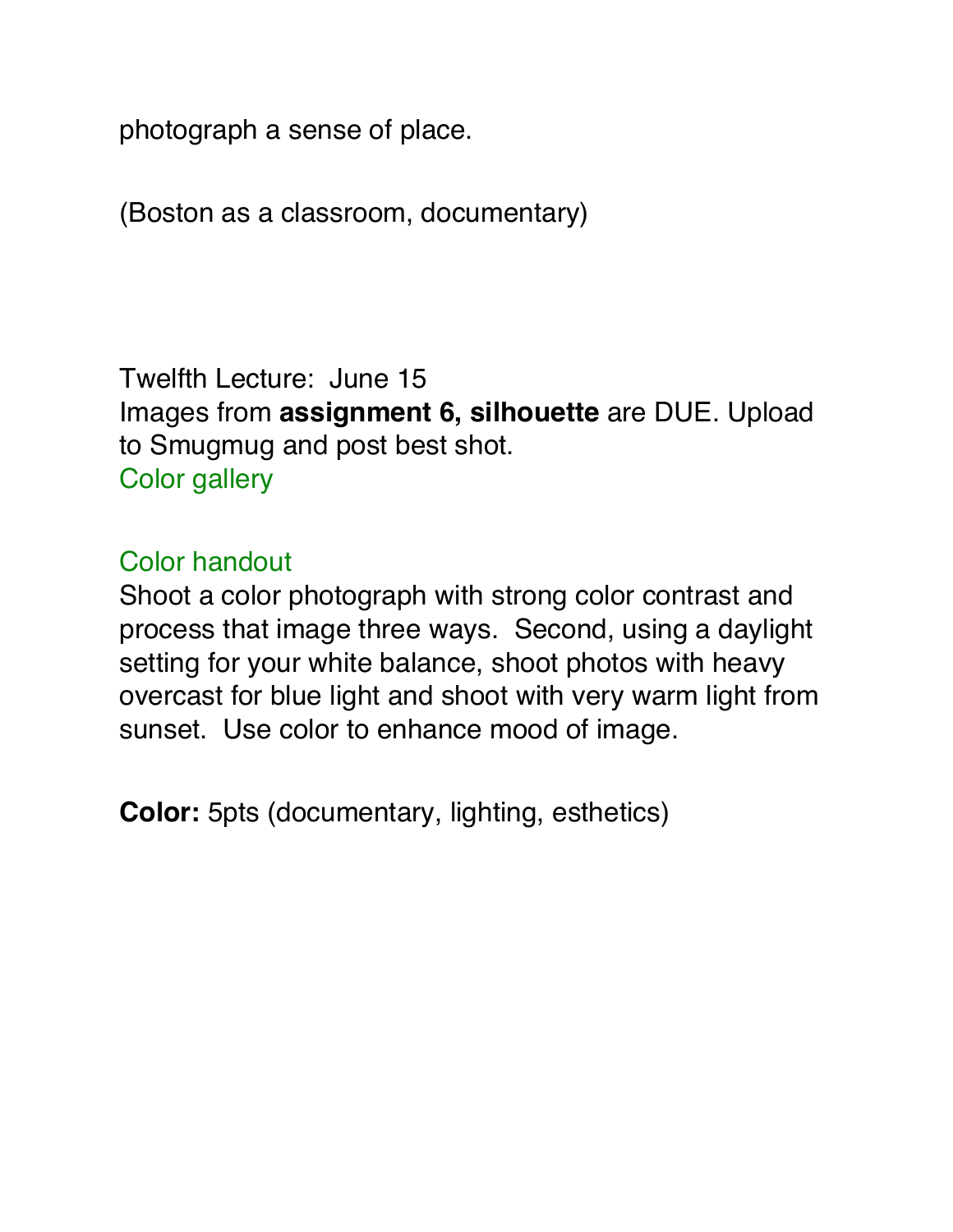photograph a sense of place.

(Boston as a classroom, documentary)

Twelfth Lecture: June 15
Images from **assignment 6, silhouette** are DUE. Upload to Smugmug and post best shot.
Color gallery

Color handout
Shoot a color photograph with strong color contrast and process that image three ways. Second, using a daylight setting for your white balance, shoot photos with heavy overcast for blue light and shoot with very warm light from sunset. Use color to enhance mood of image.

**Color:** 5pts (documentary, lighting, esthetics)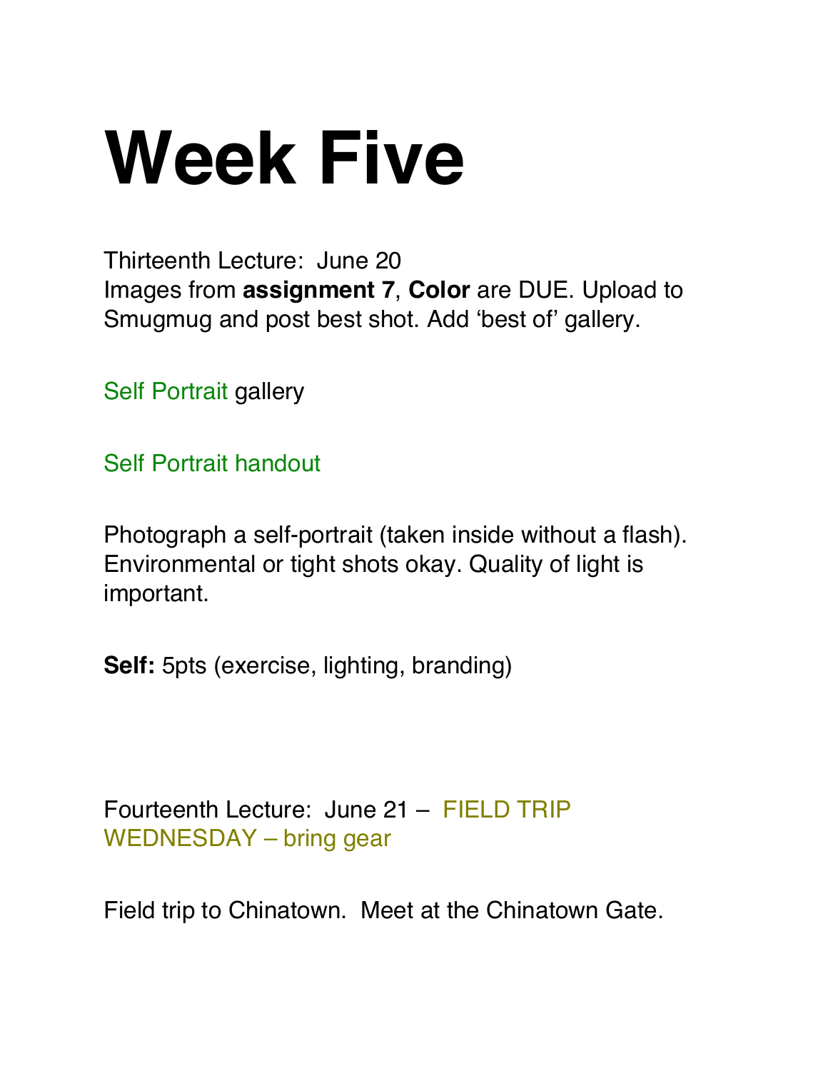# Week Five

Thirteenth Lecture: June 20
Images from **assignment 7**, **Color** are DUE. Upload to Smugmug and post best shot. Add 'best of' gallery.

Self Portrait gallery

Self Portrait handout

Photograph a self-portrait (taken inside without a flash). Environmental or tight shots okay. Quality of light is important.

**Self:** 5pts (exercise, lighting, branding)

Fourteenth Lecture: June 21 – FIELD TRIP WEDNESDAY – bring gear

Field trip to Chinatown. Meet at the Chinatown Gate.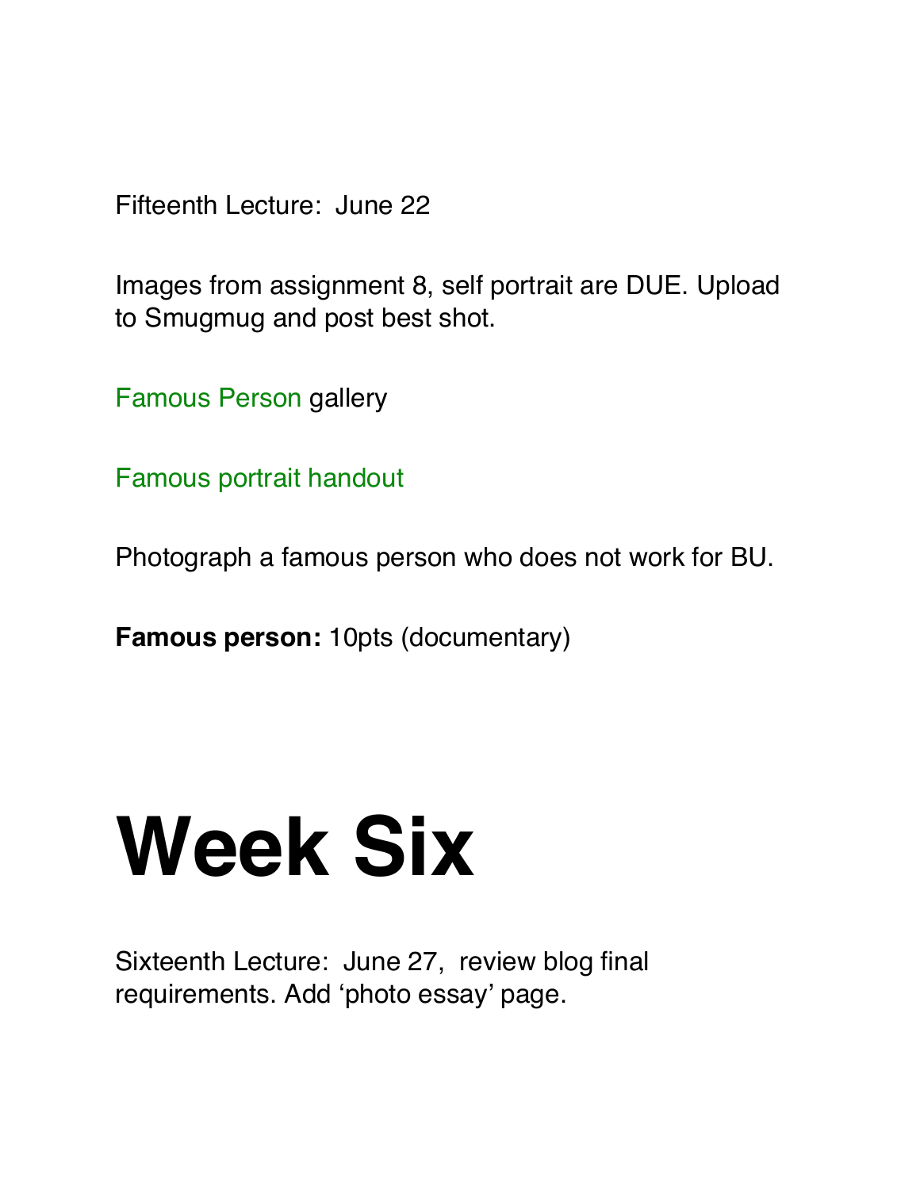Fifteenth Lecture:  June 22

Images from assignment 8, self portrait are DUE. Upload to Smugmug and post best shot.

Famous Person gallery

Famous portrait handout

Photograph a famous person who does not work for BU.

**Famous person:** 10pts (documentary)

# Week Six

Sixteenth Lecture:  June 27,  review blog final requirements. Add 'photo essay' page.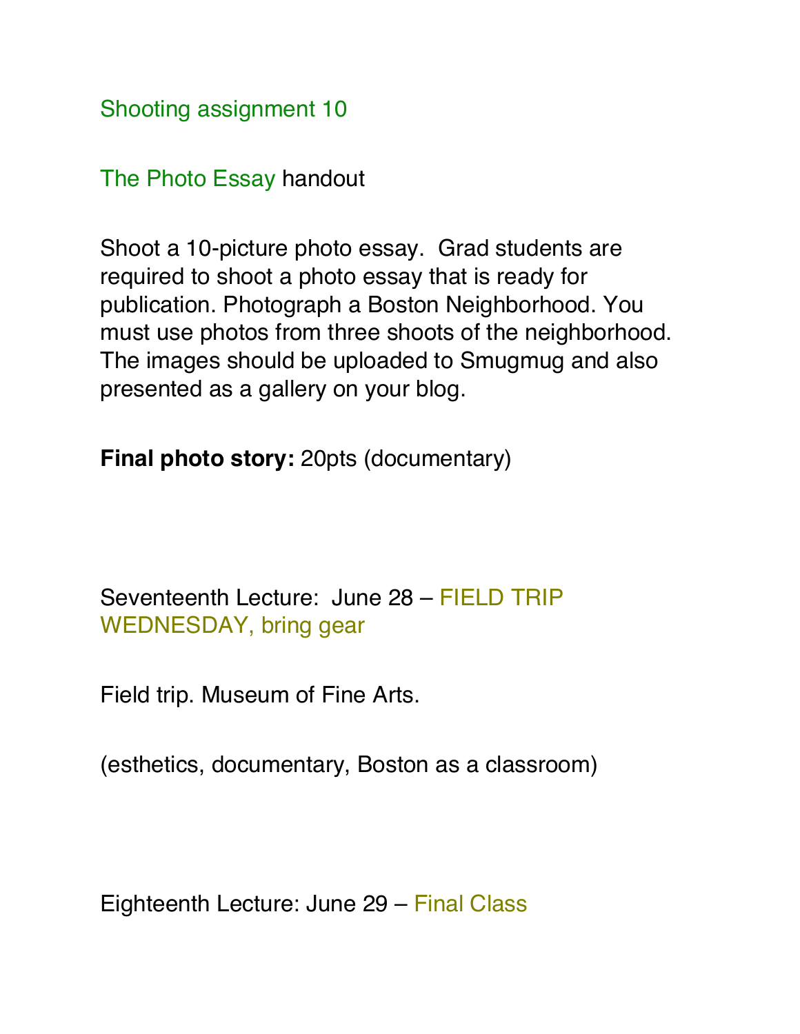Shooting assignment 10

The Photo Essay handout

Shoot a 10-picture photo essay. Grad students are required to shoot a photo essay that is ready for publication. Photograph a Boston Neighborhood. You must use photos from three shoots of the neighborhood. The images should be uploaded to Smugmug and also presented as a gallery on your blog.

**Final photo story:** 20pts (documentary)

Seventeenth Lecture: June 28 – FIELD TRIP WEDNESDAY, bring gear

Field trip. Museum of Fine Arts.

(esthetics, documentary, Boston as a classroom)

Eighteenth Lecture: June 29 – Final Class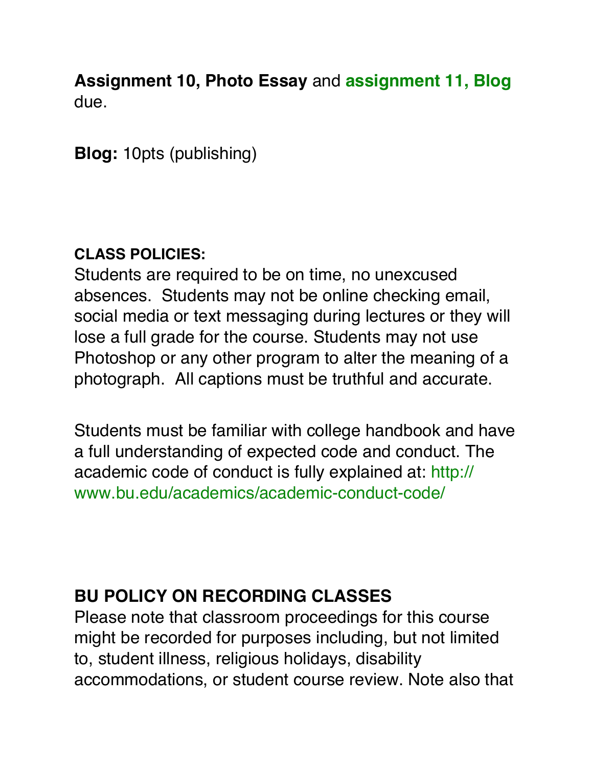**Assignment 10, Photo Essay** and **assignment 11, Blog** due.

**Blog:** 10pts (publishing)

**CLASS POLICIES:**

Students are required to be on time, no unexcused absences. Students may not be online checking email, social media or text messaging during lectures or they will lose a full grade for the course. Students may not use Photoshop or any other program to alter the meaning of a photograph. All captions must be truthful and accurate.

Students must be familiar with college handbook and have a full understanding of expected code and conduct. The academic code of conduct is fully explained at: http://www.bu.edu/academics/academic-conduct-code/

## BU POLICY ON RECORDING CLASSES

Please note that classroom proceedings for this course might be recorded for purposes including, but not limited to, student illness, religious holidays, disability accommodations, or student course review. Note also that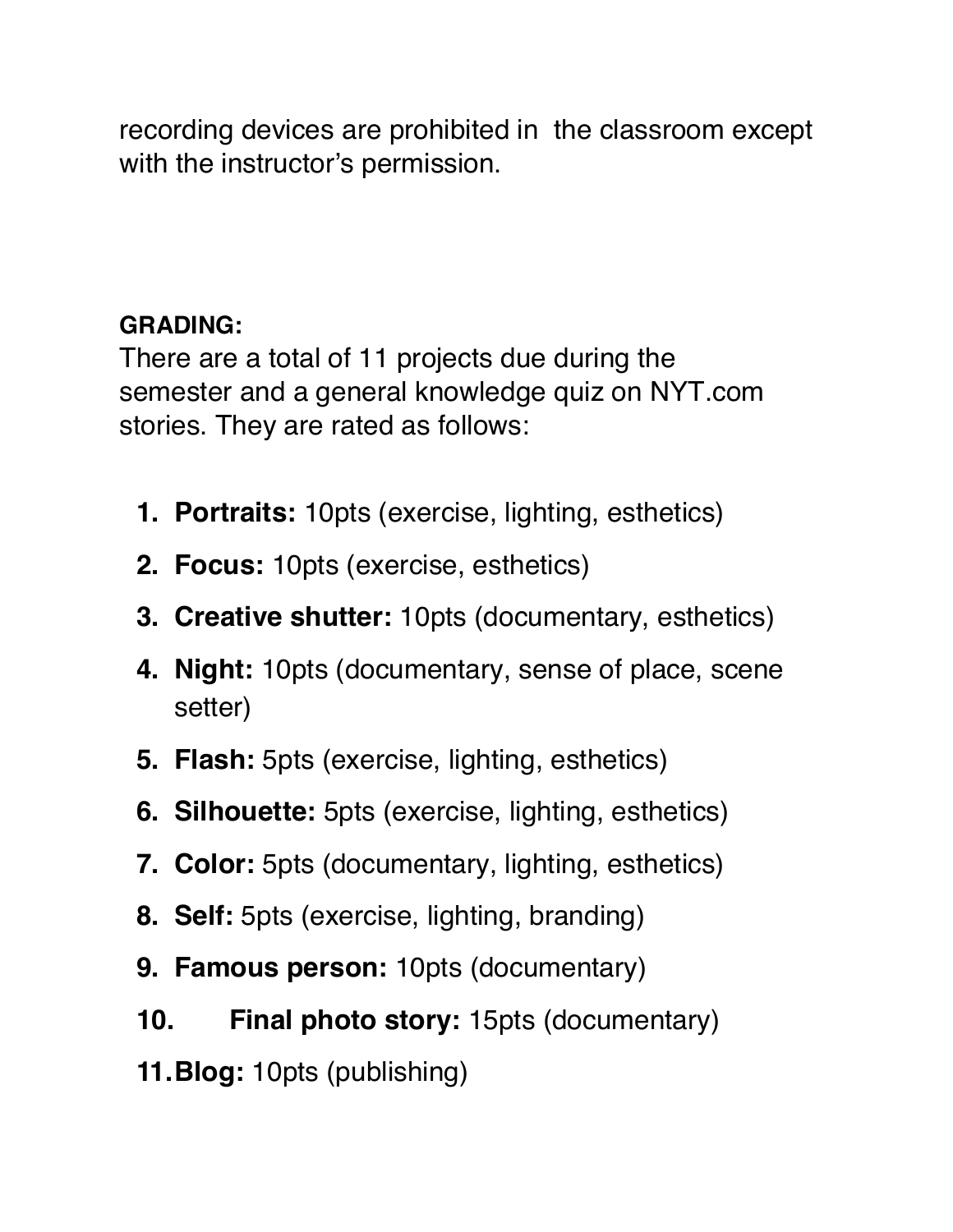recording devices are prohibited in the classroom except with the instructor's permission.

**GRADING:**

There are a total of 11 projects due during the semester and a general knowledge quiz on NYT.com stories. They are rated as follows:

1. **Portraits:** 10pts (exercise, lighting, esthetics)
2. **Focus:** 10pts (exercise, esthetics)
3. **Creative shutter:** 10pts (documentary, esthetics)
4. **Night:** 10pts (documentary, sense of place, scene setter)
5. **Flash:** 5pts (exercise, lighting, esthetics)
6. **Silhouette:** 5pts (exercise, lighting, esthetics)
7. **Color:** 5pts (documentary, lighting, esthetics)
8. **Self:** 5pts (exercise, lighting, branding)
9. **Famous person:** 10pts (documentary)
10. **Final photo story:** 15pts (documentary)
11. **Blog:** 10pts (publishing)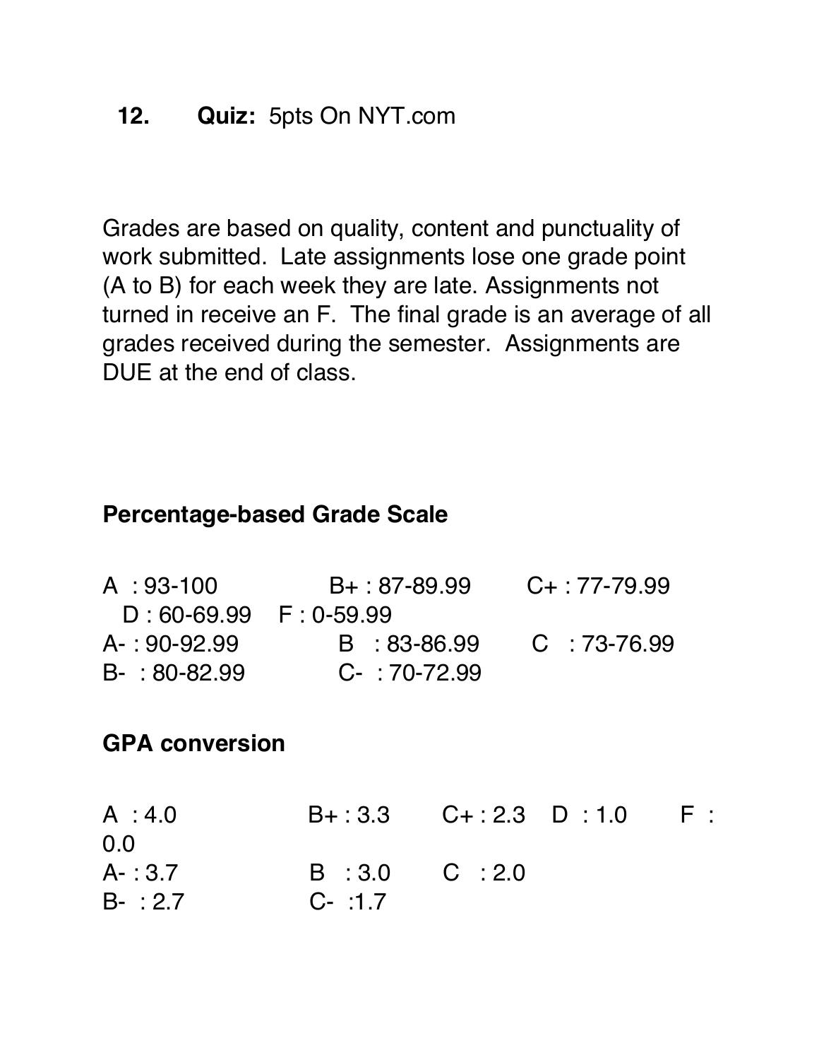**12. Quiz:** 5pts On NYT.com

Grades are based on quality, content and punctuality of work submitted. Late assignments lose one grade point (A to B) for each week they are late. Assignments not turned in receive an F. The final grade is an average of all grades received during the semester. Assignments are DUE at the end of class.

**Percentage-based Grade Scale**

A : 93-100 B+ : 87-89.99 C+ : 77-79.99 D : 60-69.99 F : 0-59.99
A- : 90-92.99 B : 83-86.99 C : 73-76.99
B- : 80-82.99 C- : 70-72.99

**GPA conversion**

A : 4.0 B+ : 3.3 C+ : 2.3 D : 1.0 F : 0.0
A- : 3.7 B : 3.0 C : 2.0
B- : 2.7 C- :1.7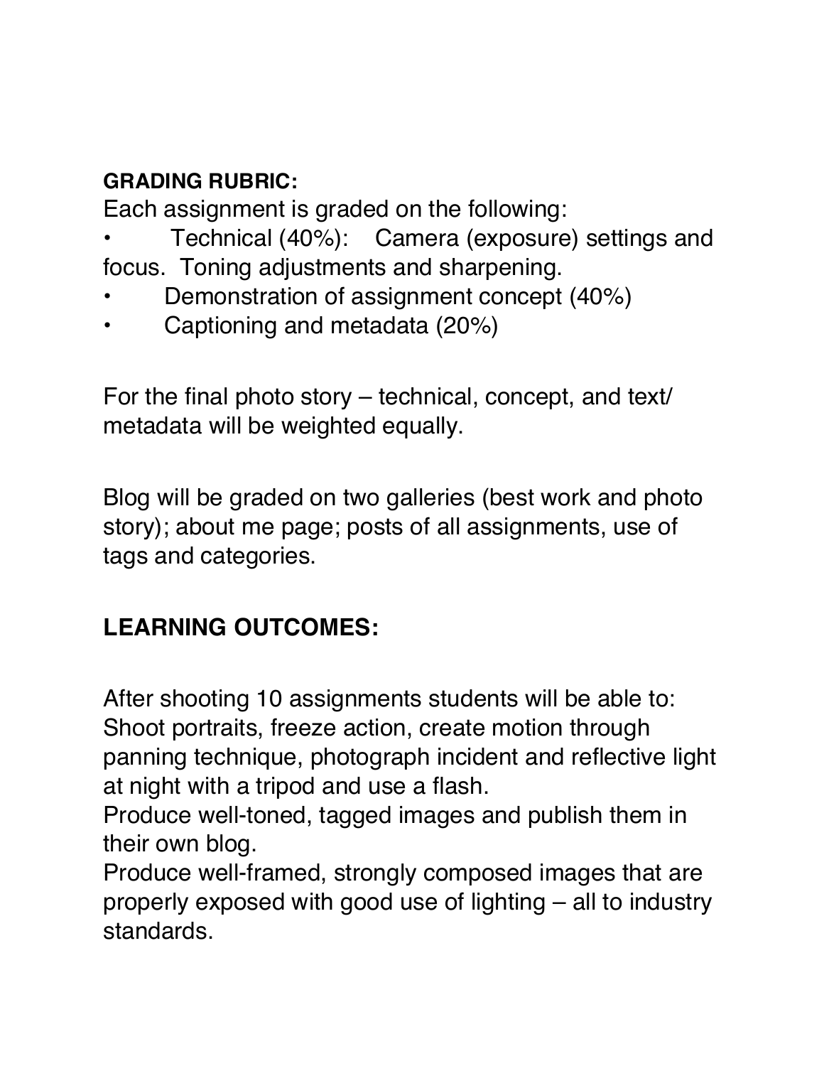**GRADING RUBRIC:**

Each assignment is graded on the following:

- Technical (40%): Camera (exposure) settings and focus. Toning adjustments and sharpening.
- Demonstration of assignment concept (40%)
- Captioning and metadata (20%)

For the final photo story – technical, concept, and text/ metadata will be weighted equally.

Blog will be graded on two galleries (best work and photo story); about me page; posts of all assignments, use of tags and categories.

## LEARNING OUTCOMES:

After shooting 10 assignments students will be able to:
Shoot portraits, freeze action, create motion through panning technique, photograph incident and reflective light at night with a tripod and use a flash.
Produce well-toned, tagged images and publish them in their own blog.
Produce well-framed, strongly composed images that are properly exposed with good use of lighting – all to industry standards.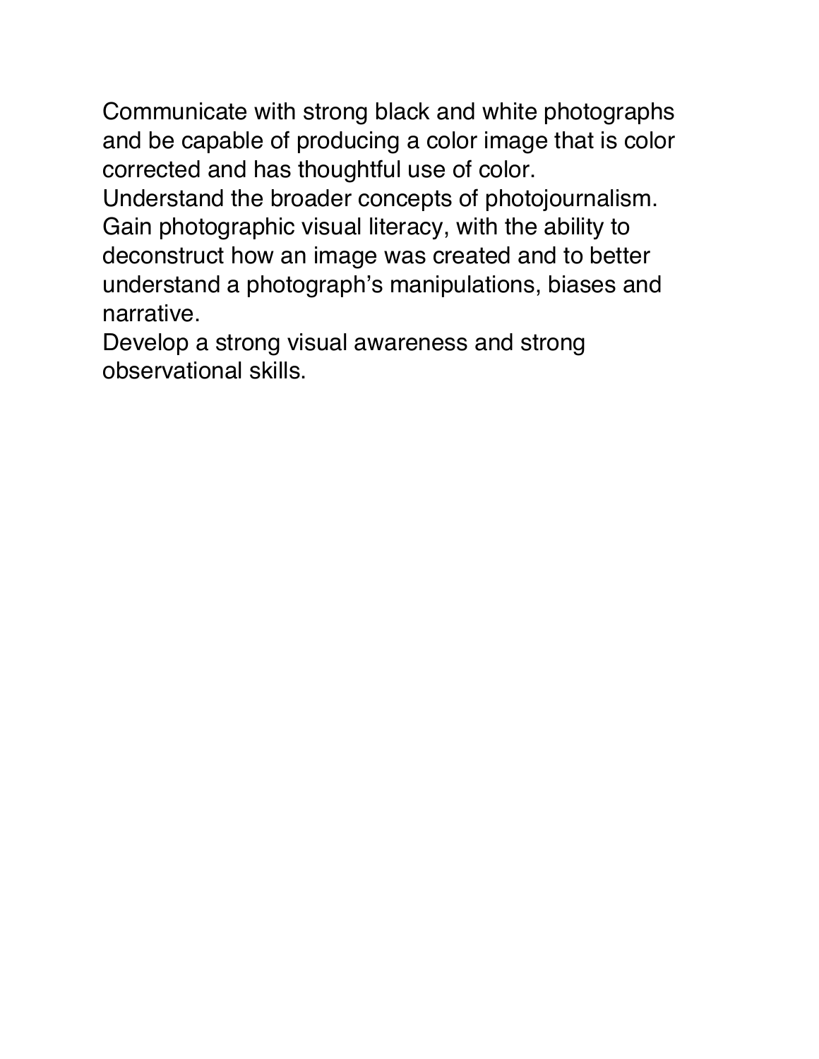Communicate with strong black and white photographs and be capable of producing a color image that is color corrected and has thoughtful use of color.

Understand the broader concepts of photojournalism.

Gain photographic visual literacy, with the ability to deconstruct how an image was created and to better understand a photograph's manipulations, biases and narrative.

Develop a strong visual awareness and strong observational skills.